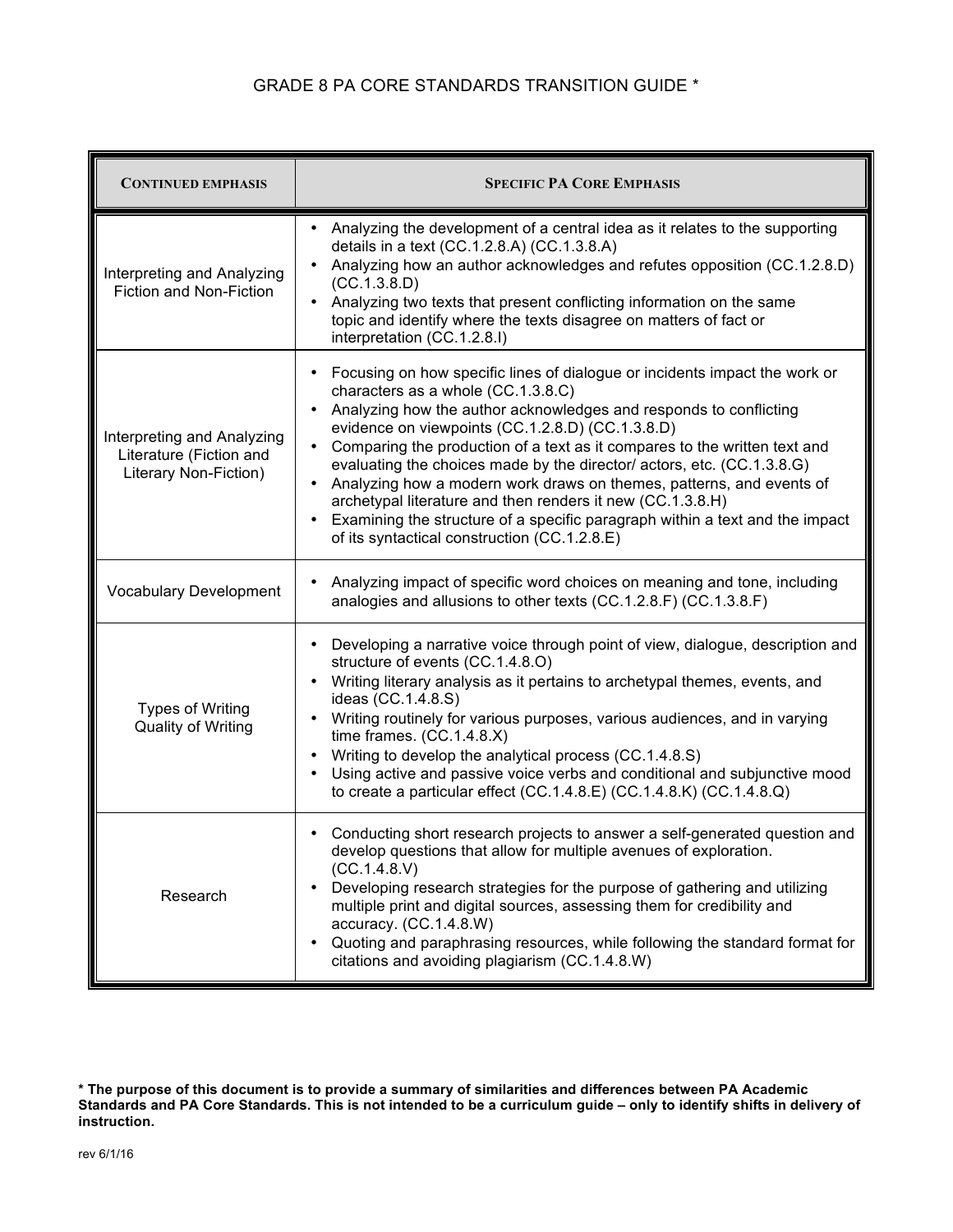# GRADE 8 PA CORE STANDARDS TRANSITION GUIDE *

| CONTINUED EMPHASIS | SPECIFIC PA CORE EMPHASIS |
|---|---|
| Interpreting and Analyzing Fiction and Non-Fiction | • Analyzing the development of a central idea as it relates to the supporting details in a text (CC.1.2.8.A) (CC.1.3.8.A)<br>• Analyzing how an author acknowledges and refutes opposition (CC.1.2.8.D) (CC.1.3.8.D)<br>• Analyzing two texts that present conflicting information on the same topic and identify where the texts disagree on matters of fact or interpretation (CC.1.2.8.I) |
| Interpreting and Analyzing Literature (Fiction and Literary Non-Fiction) | • Focusing on how specific lines of dialogue or incidents impact the work or characters as a whole (CC.1.3.8.C)<br>• Analyzing how the author acknowledges and responds to conflicting evidence on viewpoints (CC.1.2.8.D) (CC.1.3.8.D)<br>• Comparing the production of a text as it compares to the written text and evaluating the choices made by the director/ actors, etc. (CC.1.3.8.G)<br>• Analyzing how a modern work draws on themes, patterns, and events of archetypal literature and then renders it new (CC.1.3.8.H)<br>• Examining the structure of a specific paragraph within a text and the impact of its syntactical construction (CC.1.2.8.E) |
| Vocabulary Development | • Analyzing impact of specific word choices on meaning and tone, including analogies and allusions to other texts (CC.1.2.8.F) (CC.1.3.8.F) |
| Types of Writing<br>Quality of Writing | • Developing a narrative voice through point of view, dialogue, description and structure of events (CC.1.4.8.O)<br>• Writing literary analysis as it pertains to archetypal themes, events, and ideas (CC.1.4.8.S)<br>• Writing routinely for various purposes, various audiences, and in varying time frames. (CC.1.4.8.X)<br>• Writing to develop the analytical process (CC.1.4.8.S)<br>• Using active and passive voice verbs and conditional and subjunctive mood to create a particular effect (CC.1.4.8.E) (CC.1.4.8.K) (CC.1.4.8.Q) |
| Research | • Conducting short research projects to answer a self-generated question and develop questions that allow for multiple avenues of exploration. (CC.1.4.8.V)<br>• Developing research strategies for the purpose of gathering and utilizing multiple print and digital sources, assessing them for credibility and accuracy. (CC.1.4.8.W)<br>• Quoting and paraphrasing resources, while following the standard format for citations and avoiding plagiarism (CC.1.4.8.W) |

**\* The purpose of this document is to provide a summary of similarities and differences between PA Academic Standards and PA Core Standards. This is not intended to be a curriculum guide – only to identify shifts in delivery of instruction.**

rev 6/1/16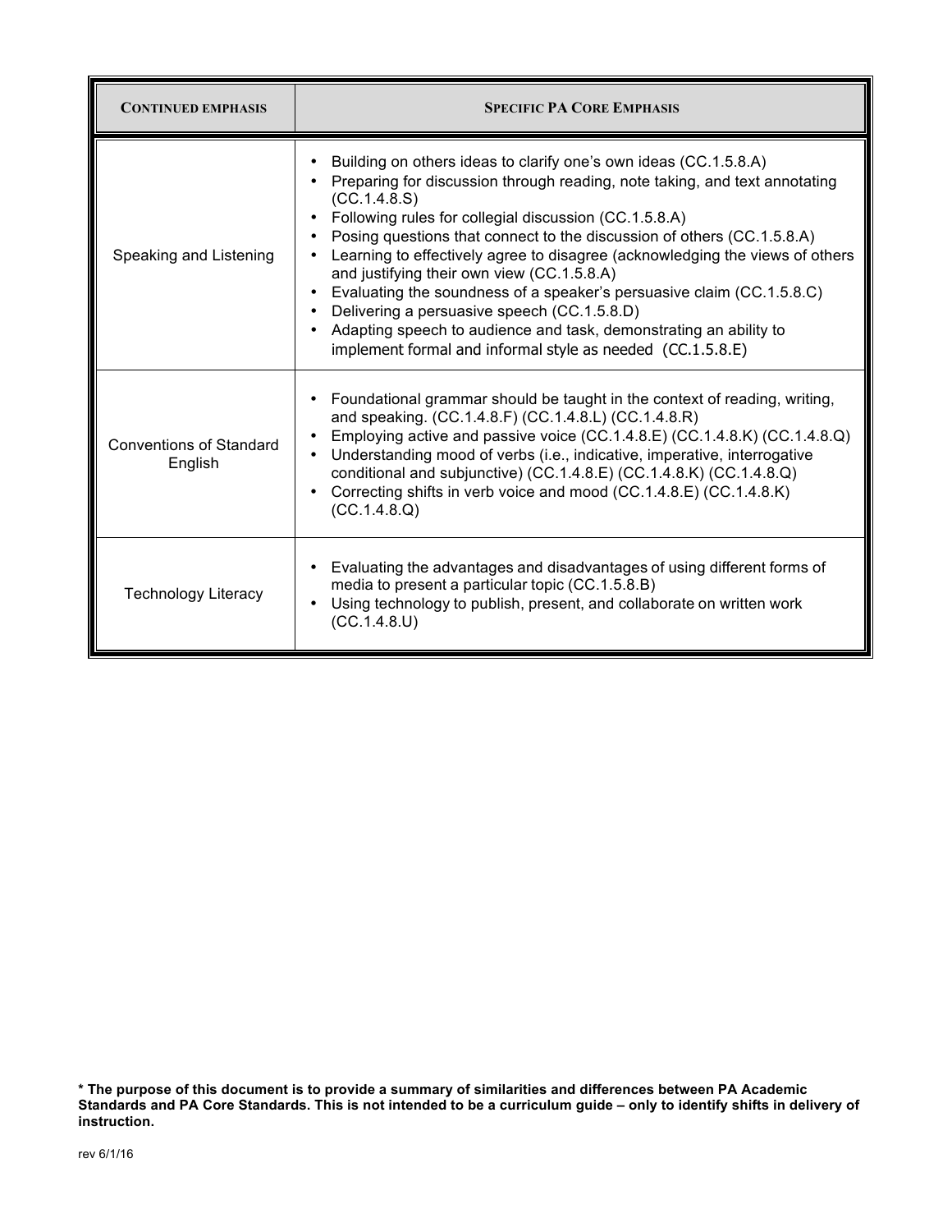| CONTINUED EMPHASIS | SPECIFIC PA CORE EMPHASIS |
|---|---|
| Speaking and Listening | • Building on others ideas to clarify one's own ideas (CC.1.5.8.A)<br>• Preparing for discussion through reading, note taking, and text annotating (CC.1.4.8.S)<br>• Following rules for collegial discussion (CC.1.5.8.A)<br>• Posing questions that connect to the discussion of others (CC.1.5.8.A)<br>• Learning to effectively agree to disagree (acknowledging the views of others and justifying their own view (CC.1.5.8.A)<br>• Evaluating the soundness of a speaker's persuasive claim (CC.1.5.8.C)<br>• Delivering a persuasive speech (CC.1.5.8.D)<br>• Adapting speech to audience and task, demonstrating an ability to implement formal and informal style as needed (CC.1.5.8.E) |
| Conventions of Standard English | • Foundational grammar should be taught in the context of reading, writing, and speaking. (CC.1.4.8.F) (CC.1.4.8.L) (CC.1.4.8.R)<br>• Employing active and passive voice (CC.1.4.8.E) (CC.1.4.8.K) (CC.1.4.8.Q)<br>• Understanding mood of verbs (i.e., indicative, imperative, interrogative conditional and subjunctive) (CC.1.4.8.E) (CC.1.4.8.K) (CC.1.4.8.Q)<br>• Correcting shifts in verb voice and mood (CC.1.4.8.E) (CC.1.4.8.K) (CC.1.4.8.Q) |
| Technology Literacy | • Evaluating the advantages and disadvantages of using different forms of media to present a particular topic (CC.1.5.8.B)<br>• Using technology to publish, present, and collaborate on written work (CC.1.4.8.U) |

**\* The purpose of this document is to provide a summary of similarities and differences between PA Academic Standards and PA Core Standards. This is not intended to be a curriculum guide – only to identify shifts in delivery of instruction.**

rev 6/1/16